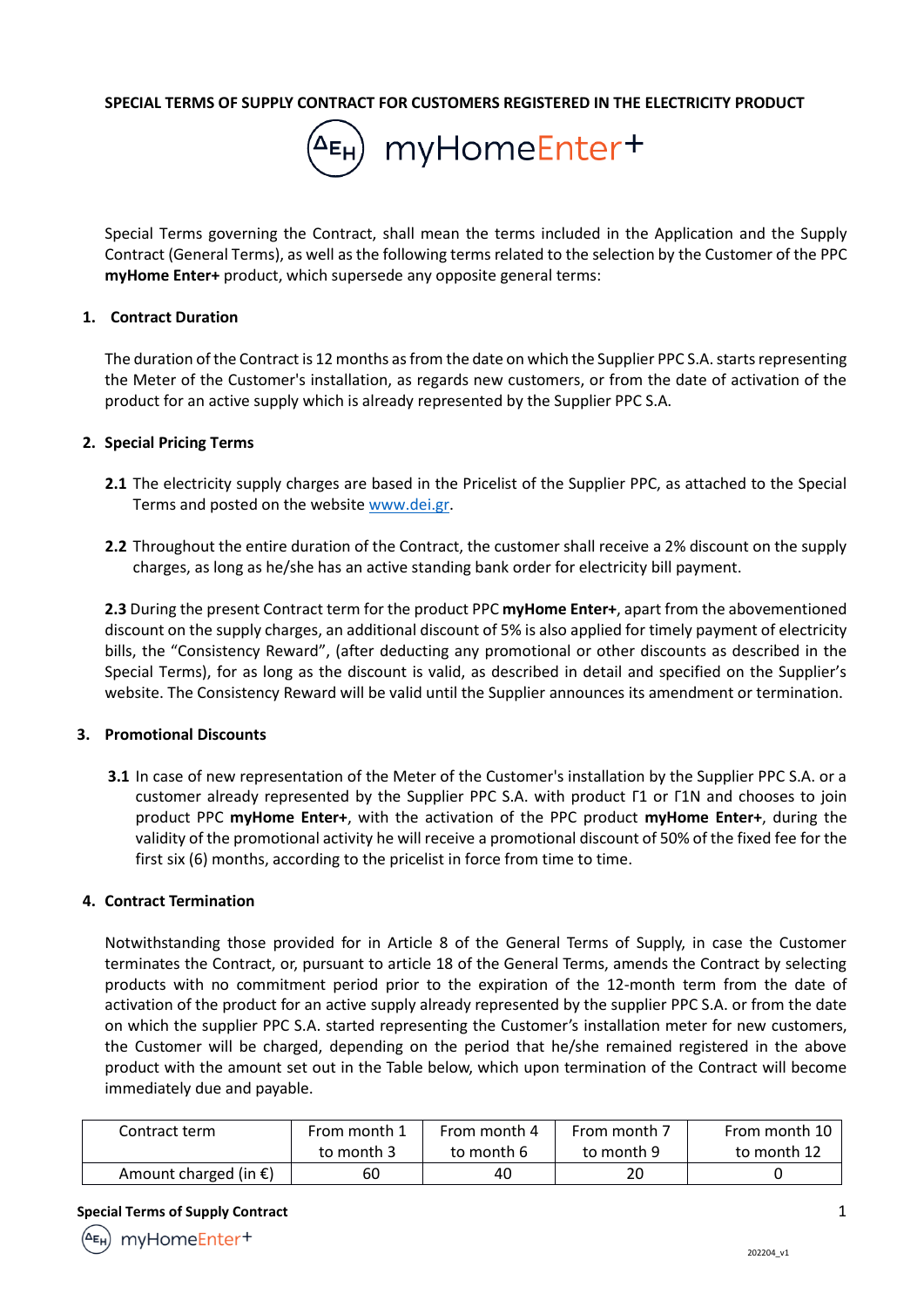# SPECIAL TERMS OF SUPPLY CONTRACT FOR CUSTOMERS REGISTERED IN THE ELECTRICITY PRODUCT

**ΔΕΗ myHomeEnter+**

Special Terms governing the Contract, shall mean the terms included in the Application and the Supply Contract (General Terms), as well as the following terms related to the selection by the Customer of the PPC **myHome Enter+** product, which supersede any opposite general terms:

## 1. Contract Duration

The duration of the Contract is 12 months as from the date on which the Supplier PPC S.A. starts representing the Meter of the Customer's installation, as regards new customers, or from the date of activation of the product for an active supply which is already represented by the Supplier PPC S.A.

## 2. Special Pricing Terms

**2.1** The electricity supply charges are based in the Pricelist of the Supplier PPC, as attached to the Special Terms and posted on the website www.dei.gr.

**2.2** Throughout the entire duration of the Contract, the customer shall receive a 2% discount on the supply charges, as long as he/she has an active standing bank order for electricity bill payment.

**2.3** During the present Contract term for the product PPC **myHome Enter+**, apart from the abovementioned discount on the supply charges, an additional discount of 5% is also applied for timely payment of electricity bills, the "Consistency Reward", (after deducting any promotional or other discounts as described in the Special Terms), for as long as the discount is valid, as described in detail and specified on the Supplier's website. The Consistency Reward will be valid until the Supplier announces its amendment or termination.

## 3. Promotional Discounts

**3.1** In case of new representation of the Meter of the Customer's installation by the Supplier PPC S.A. or a customer already represented by the Supplier PPC S.A. with product Γ1 or Γ1N and chooses to join product PPC **myHome Enter+**, with the activation of the PPC product **myHome Enter+**, during the validity of the promotional activity he will receive a promotional discount of 50% of the fixed fee for the first six (6) months, according to the pricelist in force from time to time.

## 4. Contract Termination

Notwithstanding those provided for in Article 8 of the General Terms of Supply, in case the Customer terminates the Contract, or, pursuant to article 18 of the General Terms, amends the Contract by selecting products with no commitment period prior to the expiration of the 12-month term from the date of activation of the product for an active supply already represented by the supplier PPC S.A. or from the date on which the supplier PPC S.A. started representing the Customer's installation meter for new customers, the Customer will be charged, depending on the period that he/she remained registered in the above product with the amount set out in the Table below, which upon termination of the Contract will become immediately due and payable.

| Contract term | From month 1 to month 3 | From month 4 to month 6 | From month 7 to month 9 | From month 10 to month 12 |
|---|---|---|---|---|
| Amount charged (in €) | 60 | 40 | 20 | 0 |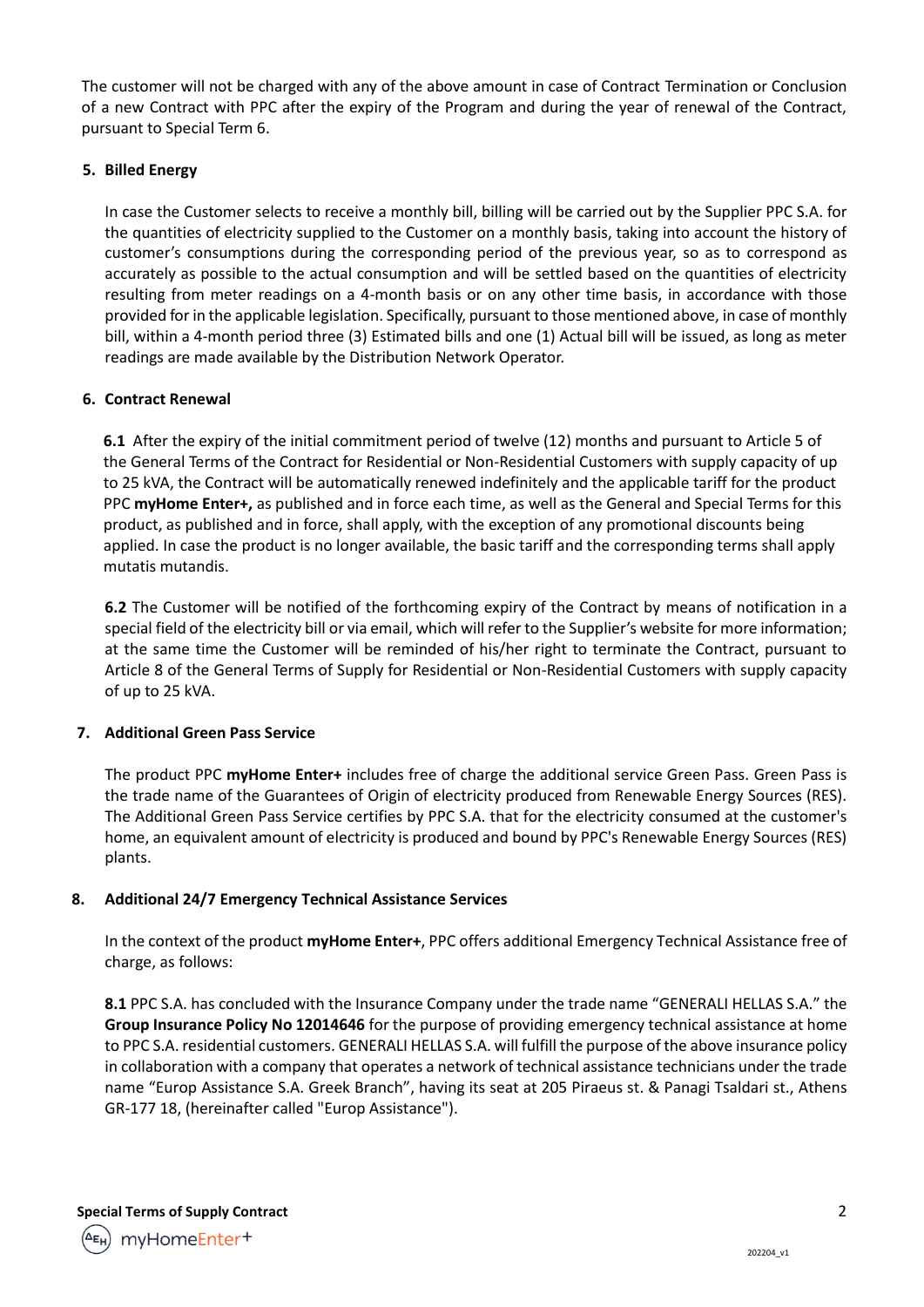The customer will not be charged with any of the above amount in case of Contract Termination or Conclusion of a new Contract with PPC after the expiry of the Program and during the year of renewal of the Contract, pursuant to Special Term 6.

## 5. Billed Energy

In case the Customer selects to receive a monthly bill, billing will be carried out by the Supplier PPC S.A. for the quantities of electricity supplied to the Customer on a monthly basis, taking into account the history of customer's consumptions during the corresponding period of the previous year, so as to correspond as accurately as possible to the actual consumption and will be settled based on the quantities of electricity resulting from meter readings on a 4-month basis or on any other time basis, in accordance with those provided for in the applicable legislation. Specifically, pursuant to those mentioned above, in case of monthly bill, within a 4-month period three (3) Estimated bills and one (1) Actual bill will be issued, as long as meter readings are made available by the Distribution Network Operator.

## 6. Contract Renewal

**6.1** After the expiry of the initial commitment period of twelve (12) months and pursuant to Article 5 of the General Terms of the Contract for Residential or Non-Residential Customers with supply capacity of up to 25 kVA, the Contract will be automatically renewed indefinitely and the applicable tariff for the product PPC **myHome Enter+,** as published and in force each time, as well as the General and Special Terms for this product, as published and in force, shall apply, with the exception of any promotional discounts being applied. In case the product is no longer available, the basic tariff and the corresponding terms shall apply mutatis mutandis.

**6.2** The Customer will be notified of the forthcoming expiry of the Contract by means of notification in a special field of the electricity bill or via email, which will refer to the Supplier's website for more information; at the same time the Customer will be reminded of his/her right to terminate the Contract, pursuant to Article 8 of the General Terms of Supply for Residential or Non-Residential Customers with supply capacity of up to 25 kVA.

## 7. Additional Green Pass Service

The product PPC **myHome Enter+** includes free of charge the additional service Green Pass. Green Pass is the trade name of the Guarantees of Origin of electricity produced from Renewable Energy Sources (RES). The Additional Green Pass Service certifies by PPC S.A. that for the electricity consumed at the customer's home, an equivalent amount of electricity is produced and bound by PPC's Renewable Energy Sources (RES) plants.

## 8. Additional 24/7 Emergency Technical Assistance Services

In the context of the product **myHome Enter+**, PPC offers additional Emergency Technical Assistance free of charge, as follows:

**8.1** PPC S.A. has concluded with the Insurance Company under the trade name "GENERALI HELLAS S.A." the **Group Insurance Policy No 12014646** for the purpose of providing emergency technical assistance at home to PPC S.A. residential customers. GENERALI HELLAS S.A. will fulfill the purpose of the above insurance policy in collaboration with a company that operates a network of technical assistance technicians under the trade name "Europ Assistance S.A. Greek Branch", having its seat at 205 Piraeus st. & Panagi Tsaldari st., Athens GR-177 18, (hereinafter called "Europ Assistance").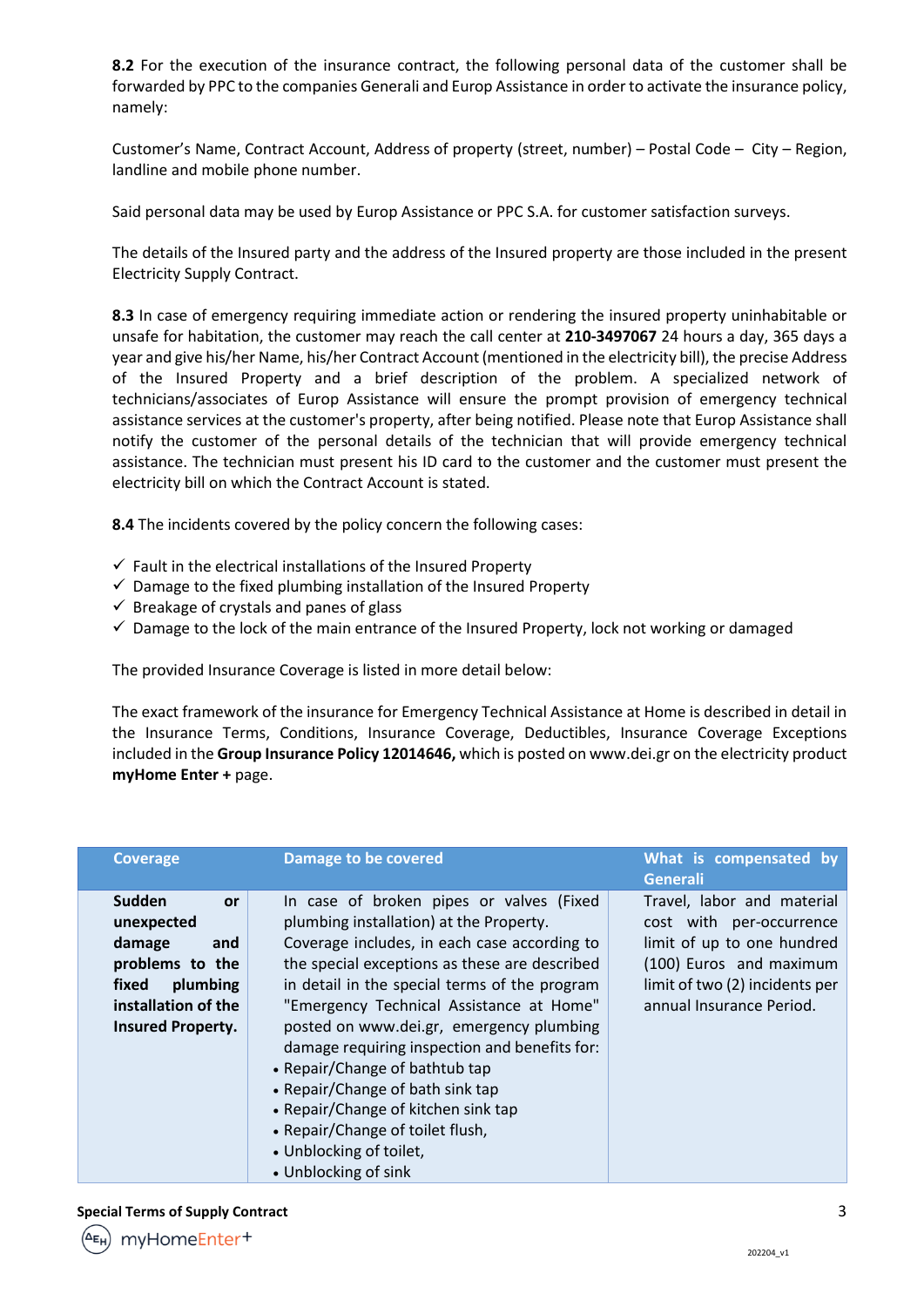**8.2** For the execution of the insurance contract, the following personal data of the customer shall be forwarded by PPC to the companies Generali and Europ Assistance in order to activate the insurance policy, namely:

Customer's Name, Contract Account, Address of property (street, number) – Postal Code – City – Region, landline and mobile phone number.

Said personal data may be used by Europ Assistance or PPC S.A. for customer satisfaction surveys.

The details of the Insured party and the address of the Insured property are those included in the present Electricity Supply Contract.

**8.3** In case of emergency requiring immediate action or rendering the insured property uninhabitable or unsafe for habitation, the customer may reach the call center at **210-3497067** 24 hours a day, 365 days a year and give his/her Name, his/her Contract Account (mentioned in the electricity bill), the precise Address of the Insured Property and a brief description of the problem. A specialized network of technicians/associates of Europ Assistance will ensure the prompt provision of emergency technical assistance services at the customer's property, after being notified. Please note that Europ Assistance shall notify the customer of the personal details of the technician that will provide emergency technical assistance. The technician must present his ID card to the customer and the customer must present the electricity bill on which the Contract Account is stated.

**8.4** The incidents covered by the policy concern the following cases:

- ✓ Fault in the electrical installations of the Insured Property
- ✓ Damage to the fixed plumbing installation of the Insured Property
- ✓ Breakage of crystals and panes of glass
- ✓ Damage to the lock of the main entrance of the Insured Property, lock not working or damaged

The provided Insurance Coverage is listed in more detail below:

The exact framework of the insurance for Emergency Technical Assistance at Home is described in detail in the Insurance Terms, Conditions, Insurance Coverage, Deductibles, Insurance Coverage Exceptions included in the **Group Insurance Policy 12014646,** which is posted on www.dei.gr on the electricity product **myHome Enter +** page.

| Coverage | Damage to be covered | What is compensated by Generali |
|---|---|---|
| **Sudden or unexpected damage and problems to the fixed plumbing installation of the Insured Property.** | In case of broken pipes or valves (Fixed plumbing installation) at the Property. Coverage includes, in each case according to the special exceptions as these are described in detail in the special terms of the program "Emergency Technical Assistance at Home" posted on www.dei.gr, emergency plumbing damage requiring inspection and benefits for:<br>• Repair/Change of bathtub tap<br>• Repair/Change of bath sink tap<br>• Repair/Change of kitchen sink tap<br>• Repair/Change of toilet flush,<br>• Unblocking of toilet,<br>• Unblocking of sink | Travel, labor and material cost with per-occurrence limit of up to one hundred (100) Euros and maximum limit of two (2) incidents per annual Insurance Period. |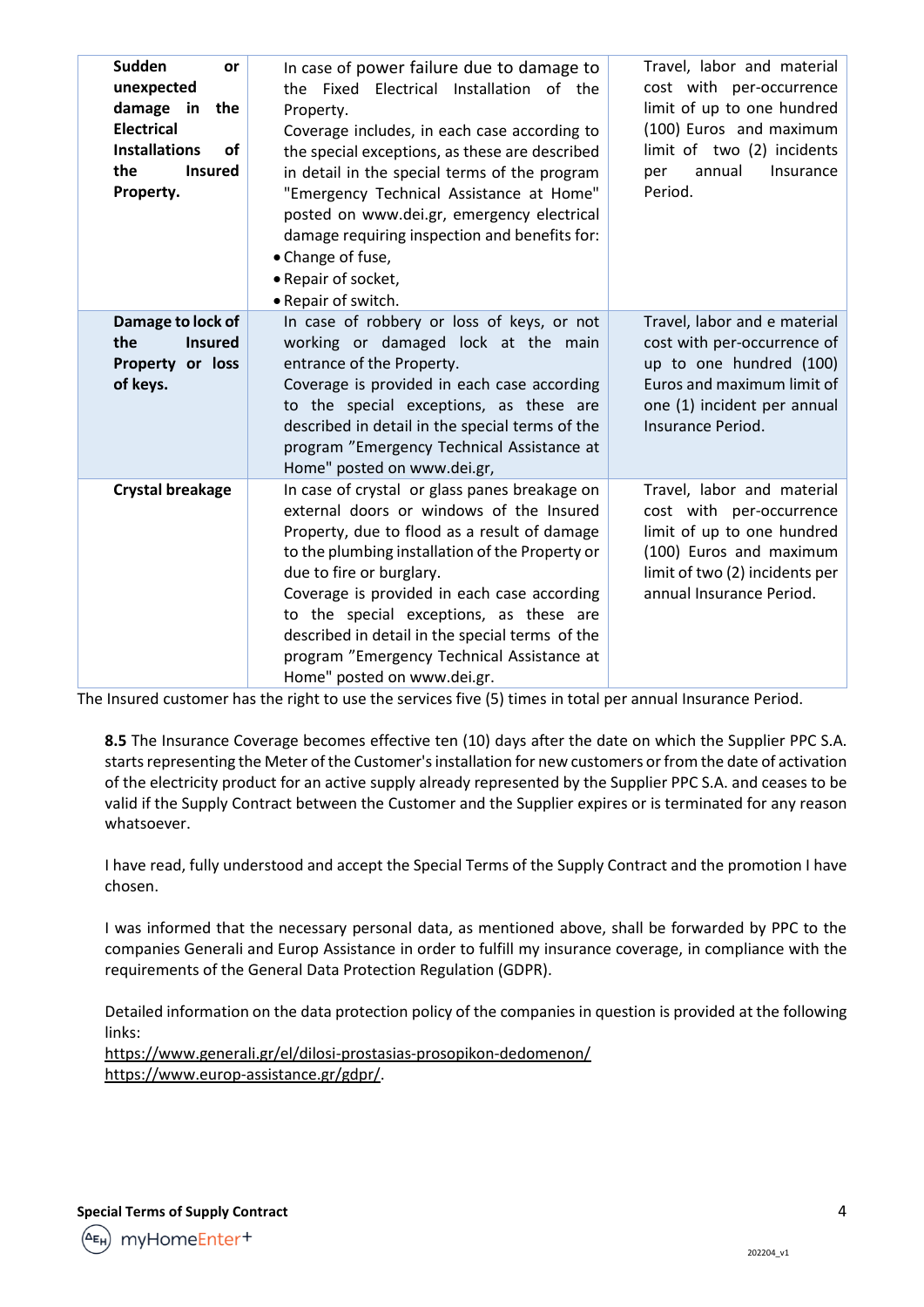| | | |
|---|---|---|
| **Sudden or unexpected damage in the Electrical Installations of the Insured Property.** | In case of power failure due to damage to the Fixed Electrical Installation of the Property.<br>Coverage includes, in each case according to the special exceptions, as these are described in detail in the special terms of the program "Emergency Technical Assistance at Home" posted on www.dei.gr, emergency electrical damage requiring inspection and benefits for:<br>• Change of fuse,<br>• Repair of socket,<br>• Repair of switch. | Travel, labor and material cost with per-occurrence limit of up to one hundred (100) Euros and maximum limit of two (2) incidents per annual Insurance Period. |
| **Damage to lock of the Insured Property or loss of keys.** | In case of robbery or loss of keys, or not working or damaged lock at the main entrance of the Property.<br>Coverage is provided in each case according to the special exceptions, as these are described in detail in the special terms of the program "Emergency Technical Assistance at Home" posted on www.dei.gr, | Travel, labor and e material cost with per-occurrence of up to one hundred (100) Euros and maximum limit of one (1) incident per annual Insurance Period. |
| **Crystal breakage** | In case of crystal or glass panes breakage on external doors or windows of the Insured Property, due to flood as a result of damage to the plumbing installation of the Property or due to fire or burglary.<br>Coverage is provided in each case according to the special exceptions, as these are described in detail in the special terms of the program "Emergency Technical Assistance at Home" posted on www.dei.gr. | Travel, labor and material cost with per-occurrence limit of up to one hundred (100) Euros and maximum limit of two (2) incidents per annual Insurance Period. |

The Insured customer has the right to use the services five (5) times in total per annual Insurance Period.

**8.5** The Insurance Coverage becomes effective ten (10) days after the date on which the Supplier PPC S.A. starts representing the Meter of the Customer's installation for new customers or from the date of activation of the electricity product for an active supply already represented by the Supplier PPC S.A. and ceases to be valid if the Supply Contract between the Customer and the Supplier expires or is terminated for any reason whatsoever.

I have read, fully understood and accept the Special Terms of the Supply Contract and the promotion I have chosen.

I was informed that the necessary personal data, as mentioned above, shall be forwarded by PPC to the companies Generali and Europ Assistance in order to fulfill my insurance coverage, in compliance with the requirements of the General Data Protection Regulation (GDPR).

Detailed information on the data protection policy of the companies in question is provided at the following links:
https://www.generali.gr/el/dilosi-prostasias-prosopikon-dedomenon/
https://www.europ-assistance.gr/gdpr/.